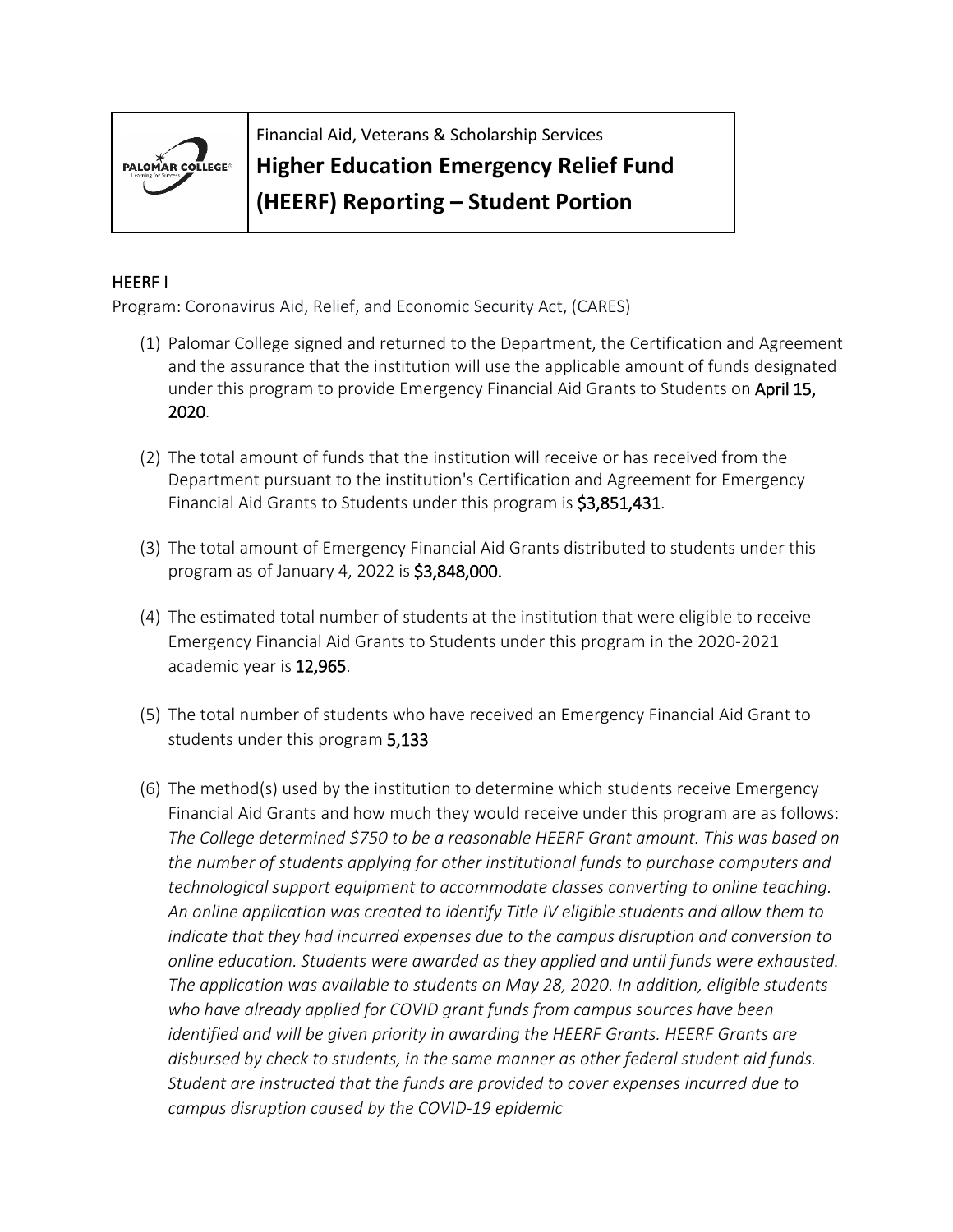Financial Aid, Veterans & Scholarship Services

# Higher Education Emergency Relief Fund (HEERF) Reporting – Student Portion

## HEERF I

Program: Coronavirus Aid, Relief, and Economic Security Act, (CARES)

(1) Palomar College signed and returned to the Department, the Certification and Agreement and the assurance that the institution will use the applicable amount of funds designated under this program to provide Emergency Financial Aid Grants to Students on **April 15, 2020**.

(2) The total amount of funds that the institution will receive or has received from the Department pursuant to the institution's Certification and Agreement for Emergency Financial Aid Grants to Students under this program is **$3,851,431**.

(3) The total amount of Emergency Financial Aid Grants distributed to students under this program as of January 4, 2022 is **$3,848,000.**

(4) The estimated total number of students at the institution that were eligible to receive Emergency Financial Aid Grants to Students under this program in the 2020-2021 academic year is **12,965**.

(5) The total number of students who have received an Emergency Financial Aid Grant to students under this program **5,133**

(6) The method(s) used by the institution to determine which students receive Emergency Financial Aid Grants and how much they would receive under this program are as follows: *The College determined $750 to be a reasonable HEERF Grant amount. This was based on the number of students applying for other institutional funds to purchase computers and technological support equipment to accommodate classes converting to online teaching. An online application was created to identify Title IV eligible students and allow them to indicate that they had incurred expenses due to the campus disruption and conversion to online education. Students were awarded as they applied and until funds were exhausted. The application was available to students on May 28, 2020. In addition, eligible students who have already applied for COVID grant funds from campus sources have been identified and will be given priority in awarding the HEERF Grants. HEERF Grants are disbursed by check to students, in the same manner as other federal student aid funds. Student are instructed that the funds are provided to cover expenses incurred due to campus disruption caused by the COVID-19 epidemic*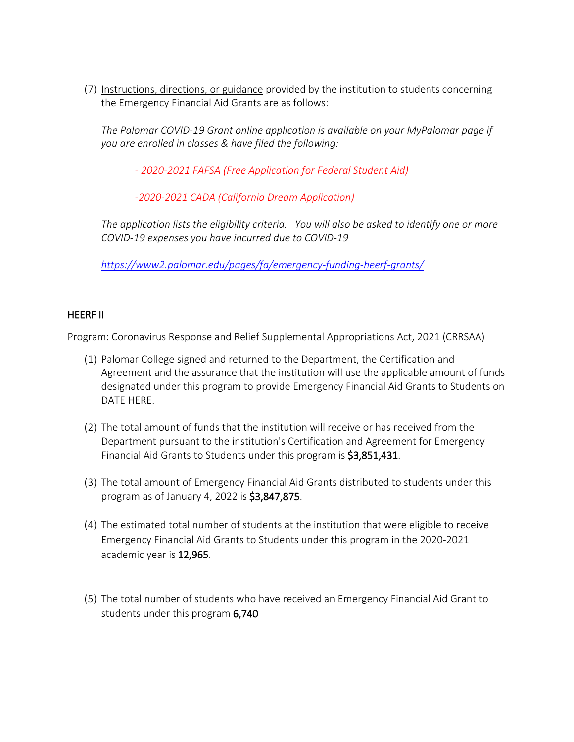(7) Instructions, directions, or guidance provided by the institution to students concerning the Emergency Financial Aid Grants are as follows:

*The Palomar COVID-19 Grant online application is available on your MyPalomar page if you are enrolled in classes & have filed the following:*

*- 2020-2021 FAFSA (Free Application for Federal Student Aid)*

*-2020-2021 CADA (California Dream Application)*

*The application lists the eligibility criteria. You will also be asked to identify one or more COVID-19 expenses you have incurred due to COVID-19*

*https://www2.palomar.edu/pages/fa/emergency-funding-heerf-grants/*

## HEERF II

Program: Coronavirus Response and Relief Supplemental Appropriations Act, 2021 (CRRSAA)

(1) Palomar College signed and returned to the Department, the Certification and Agreement and the assurance that the institution will use the applicable amount of funds designated under this program to provide Emergency Financial Aid Grants to Students on DATE HERE.

(2) The total amount of funds that the institution will receive or has received from the Department pursuant to the institution's Certification and Agreement for Emergency Financial Aid Grants to Students under this program is **$3,851,431**.

(3) The total amount of Emergency Financial Aid Grants distributed to students under this program as of January 4, 2022 is **$3,847,875**.

(4) The estimated total number of students at the institution that were eligible to receive Emergency Financial Aid Grants to Students under this program in the 2020-2021 academic year is **12,965**.

(5) The total number of students who have received an Emergency Financial Aid Grant to students under this program **6,740**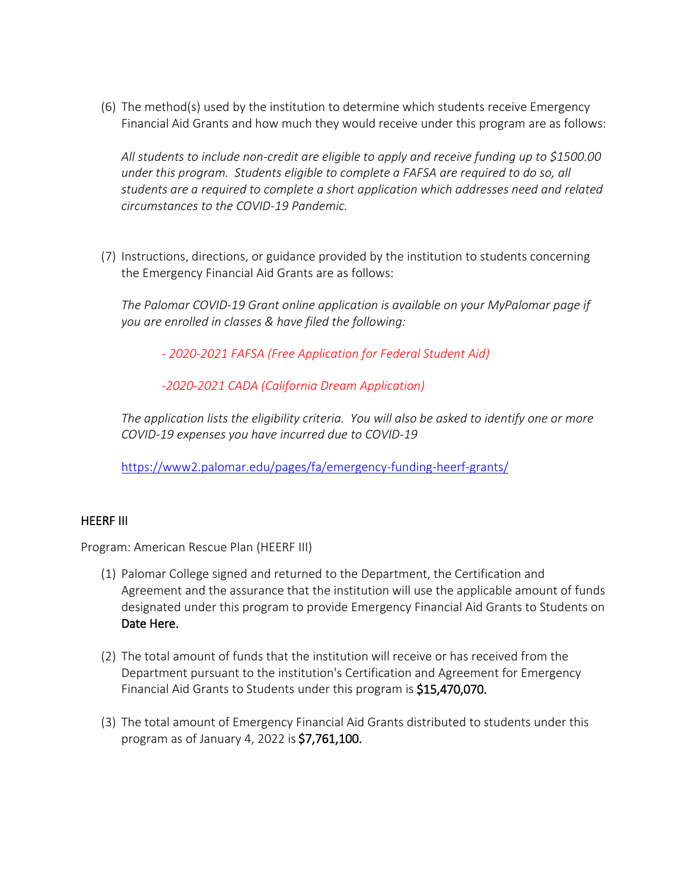(6) The method(s) used by the institution to determine which students receive Emergency Financial Aid Grants and how much they would receive under this program are as follows:

*All students to include non-credit are eligible to apply and receive funding up to $1500.00 under this program. Students eligible to complete a FAFSA are required to do so, all students are a required to complete a short application which addresses need and related circumstances to the COVID-19 Pandemic.*

(7) Instructions, directions, or guidance provided by the institution to students concerning the Emergency Financial Aid Grants are as follows:

*The Palomar COVID-19 Grant online application is available on your MyPalomar page if you are enrolled in classes & have filed the following:*

*- 2020-2021 FAFSA (Free Application for Federal Student Aid)*

*-2020-2021 CADA (California Dream Application)*

*The application lists the eligibility criteria. You will also be asked to identify one or more COVID-19 expenses you have incurred due to COVID-19*

https://www2.palomar.edu/pages/fa/emergency-funding-heerf-grants/

## HEERF III

Program: American Rescue Plan (HEERF III)

(1) Palomar College signed and returned to the Department, the Certification and Agreement and the assurance that the institution will use the applicable amount of funds designated under this program to provide Emergency Financial Aid Grants to Students on Date Here.

(2) The total amount of funds that the institution will receive or has received from the Department pursuant to the institution's Certification and Agreement for Emergency Financial Aid Grants to Students under this program is $15,470,070.

(3) The total amount of Emergency Financial Aid Grants distributed to students under this program as of January 4, 2022 is $7,761,100.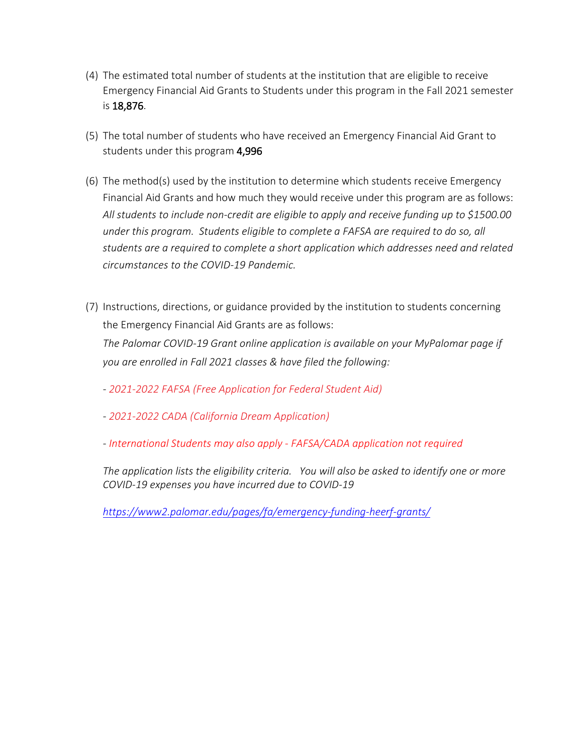(4) The estimated total number of students at the institution that are eligible to receive Emergency Financial Aid Grants to Students under this program in the Fall 2021 semester is 18,876.

(5) The total number of students who have received an Emergency Financial Aid Grant to students under this program 4,996

(6) The method(s) used by the institution to determine which students receive Emergency Financial Aid Grants and how much they would receive under this program are as follows: *All students to include non-credit are eligible to apply and receive funding up to $1500.00 under this program. Students eligible to complete a FAFSA are required to do so, all students are a required to complete a short application which addresses need and related circumstances to the COVID-19 Pandemic.*

(7) Instructions, directions, or guidance provided by the institution to students concerning the Emergency Financial Aid Grants are as follows:

*The Palomar COVID-19 Grant online application is available on your MyPalomar page if you are enrolled in Fall 2021 classes & have filed the following:*

- *2021-2022 FAFSA (Free Application for Federal Student Aid)*
- *2021-2022 CADA (California Dream Application)*
- *International Students may also apply - FAFSA/CADA application not required*

*The application lists the eligibility criteria. You will also be asked to identify one or more COVID-19 expenses you have incurred due to COVID-19*

*https://www2.palomar.edu/pages/fa/emergency-funding-heerf-grants/*